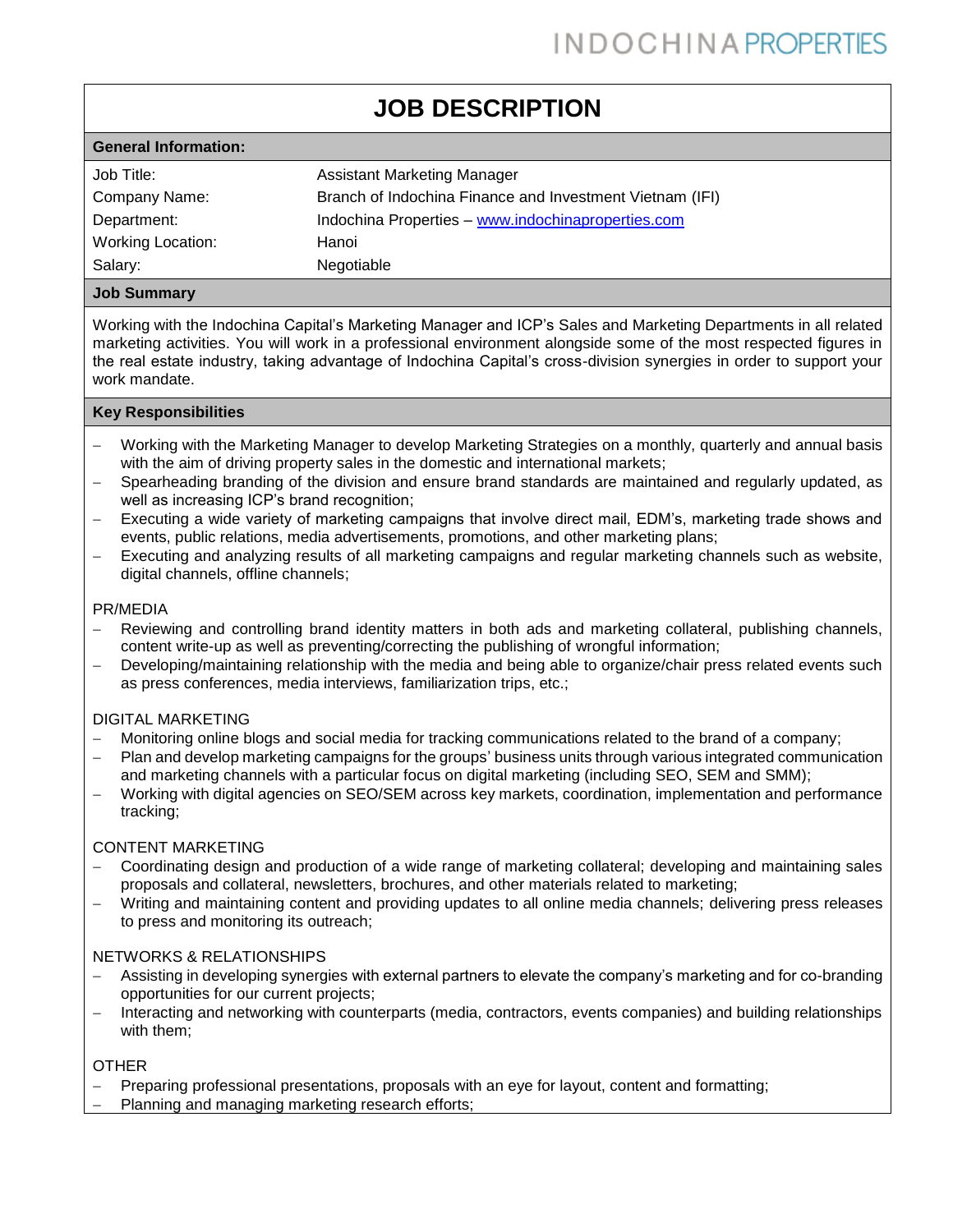# JOB DESCRIPTION

## General Information:

| | |
|---|---|
| Job Title: | Assistant Marketing Manager |
| Company Name: | Branch of Indochina Finance and Investment Vietnam (IFI) |
| Department: | Indochina Properties – www.indochinaproperties.com |
| Working Location: | Hanoi |
| Salary: | Negotiable |

## Job Summary

Working with the Indochina Capital's Marketing Manager and ICP's Sales and Marketing Departments in all related marketing activities. You will work in a professional environment alongside some of the most respected figures in the real estate industry, taking advantage of Indochina Capital's cross-division synergies in order to support your work mandate.

## Key Responsibilities

- Working with the Marketing Manager to develop Marketing Strategies on a monthly, quarterly and annual basis with the aim of driving property sales in the domestic and international markets;
- Spearheading branding of the division and ensure brand standards are maintained and regularly updated, as well as increasing ICP's brand recognition;
- Executing a wide variety of marketing campaigns that involve direct mail, EDM's, marketing trade shows and events, public relations, media advertisements, promotions, and other marketing plans;
- Executing and analyzing results of all marketing campaigns and regular marketing channels such as website, digital channels, offline channels;

PR/MEDIA

- Reviewing and controlling brand identity matters in both ads and marketing collateral, publishing channels, content write-up as well as preventing/correcting the publishing of wrongful information;
- Developing/maintaining relationship with the media and being able to organize/chair press related events such as press conferences, media interviews, familiarization trips, etc.;

DIGITAL MARKETING

- Monitoring online blogs and social media for tracking communications related to the brand of a company;
- Plan and develop marketing campaigns for the groups' business units through various integrated communication and marketing channels with a particular focus on digital marketing (including SEO, SEM and SMM);
- Working with digital agencies on SEO/SEM across key markets, coordination, implementation and performance tracking;

CONTENT MARKETING

- Coordinating design and production of a wide range of marketing collateral; developing and maintaining sales proposals and collateral, newsletters, brochures, and other materials related to marketing;
- Writing and maintaining content and providing updates to all online media channels; delivering press releases to press and monitoring its outreach;

NETWORKS & RELATIONSHIPS

- Assisting in developing synergies with external partners to elevate the company's marketing and for co-branding opportunities for our current projects;
- Interacting and networking with counterparts (media, contractors, events companies) and building relationships with them;

OTHER

- Preparing professional presentations, proposals with an eye for layout, content and formatting;
- Planning and managing marketing research efforts;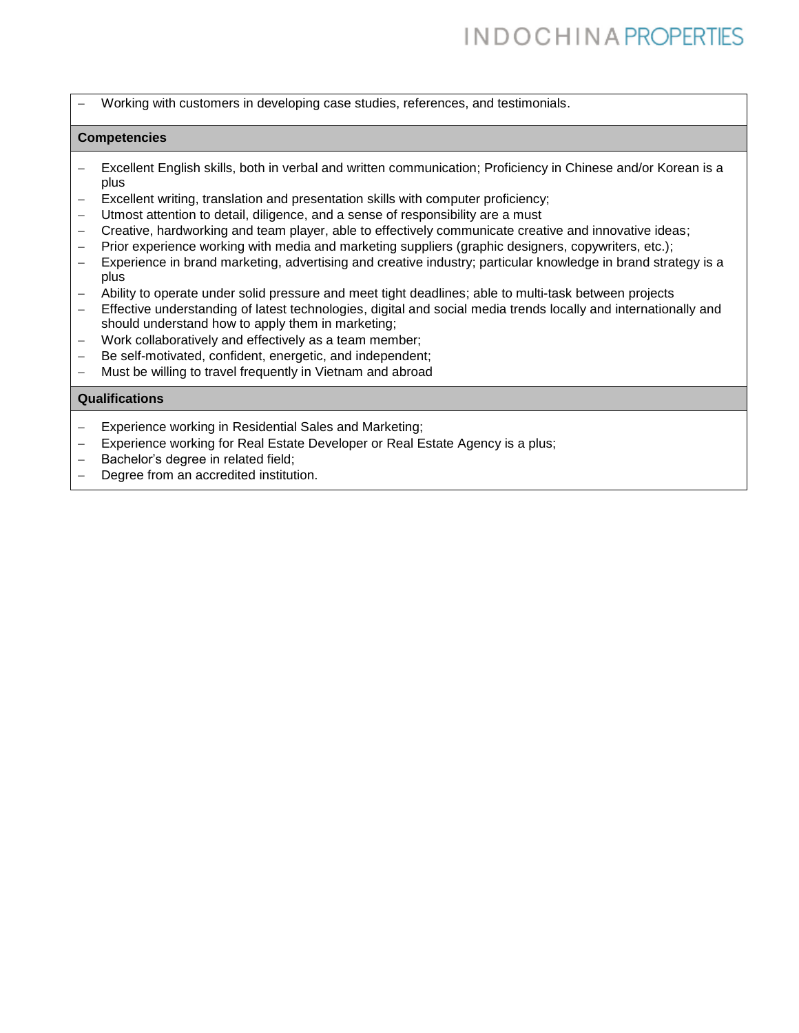- Working with customers in developing case studies, references, and testimonials.

## Competencies

- Excellent English skills, both in verbal and written communication; Proficiency in Chinese and/or Korean is a plus
- Excellent writing, translation and presentation skills with computer proficiency;
- Utmost attention to detail, diligence, and a sense of responsibility are a must
- Creative, hardworking and team player, able to effectively communicate creative and innovative ideas;
- Prior experience working with media and marketing suppliers (graphic designers, copywriters, etc.);
- Experience in brand marketing, advertising and creative industry; particular knowledge in brand strategy is a plus
- Ability to operate under solid pressure and meet tight deadlines; able to multi-task between projects
- Effective understanding of latest technologies, digital and social media trends locally and internationally and should understand how to apply them in marketing;
- Work collaboratively and effectively as a team member;
- Be self-motivated, confident, energetic, and independent;
- Must be willing to travel frequently in Vietnam and abroad

## Qualifications

- Experience working in Residential Sales and Marketing;
- Experience working for Real Estate Developer or Real Estate Agency is a plus;
- Bachelor's degree in related field;
- Degree from an accredited institution.